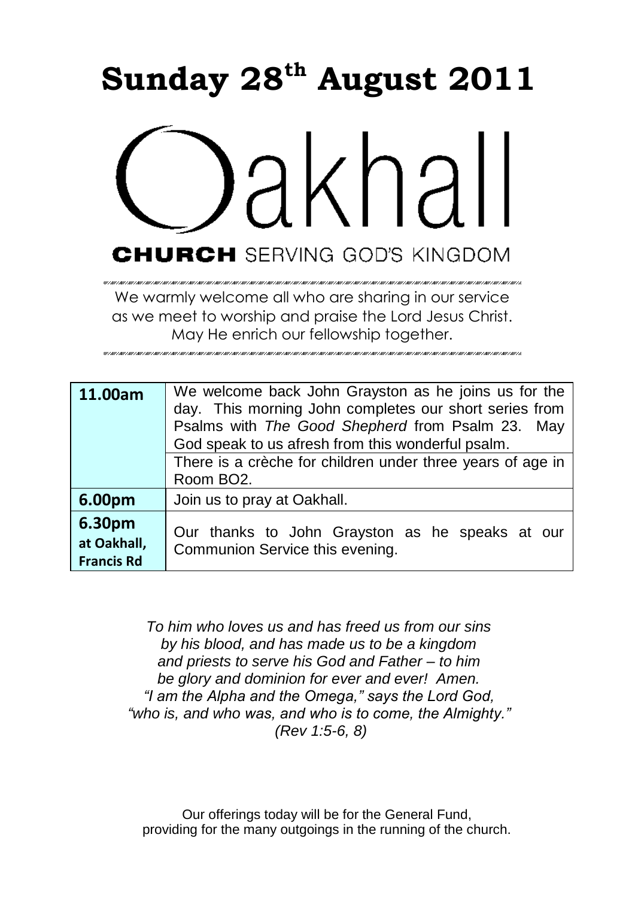# Sunday 28th August 2011

# Oakhall

**CHURCH** SERVING GOD'S KINGDOM

We warmly welcome all who are sharing in our service
as we meet to worship and praise the Lord Jesus Christ.
May He enrich our fellowship together.

| | |
|---|---|
| **11.00am** | We welcome back John Grayston as he joins us for the day. This morning John completes our short series from Psalms with *The Good Shepherd* from Psalm 23. May God speak to us afresh from this wonderful psalm. |
| | There is a crèche for children under three years of age in Room BO2. |
| **6.00pm** | Join us to pray at Oakhall. |
| **6.30pm at Oakhall, Francis Rd** | Our thanks to John Grayston as he speaks at our Communion Service this evening. |

*To him who loves us and has freed us from our sins*
*by his blood, and has made us to be a kingdom*
*and priests to serve his God and Father – to him*
*be glory and dominion for ever and ever! Amen.*
*"I am the Alpha and the Omega," says the Lord God,*
*"who is, and who was, and who is to come, the Almighty."*
*(Rev 1:5-6, 8)*

Our offerings today will be for the General Fund,
providing for the many outgoings in the running of the church.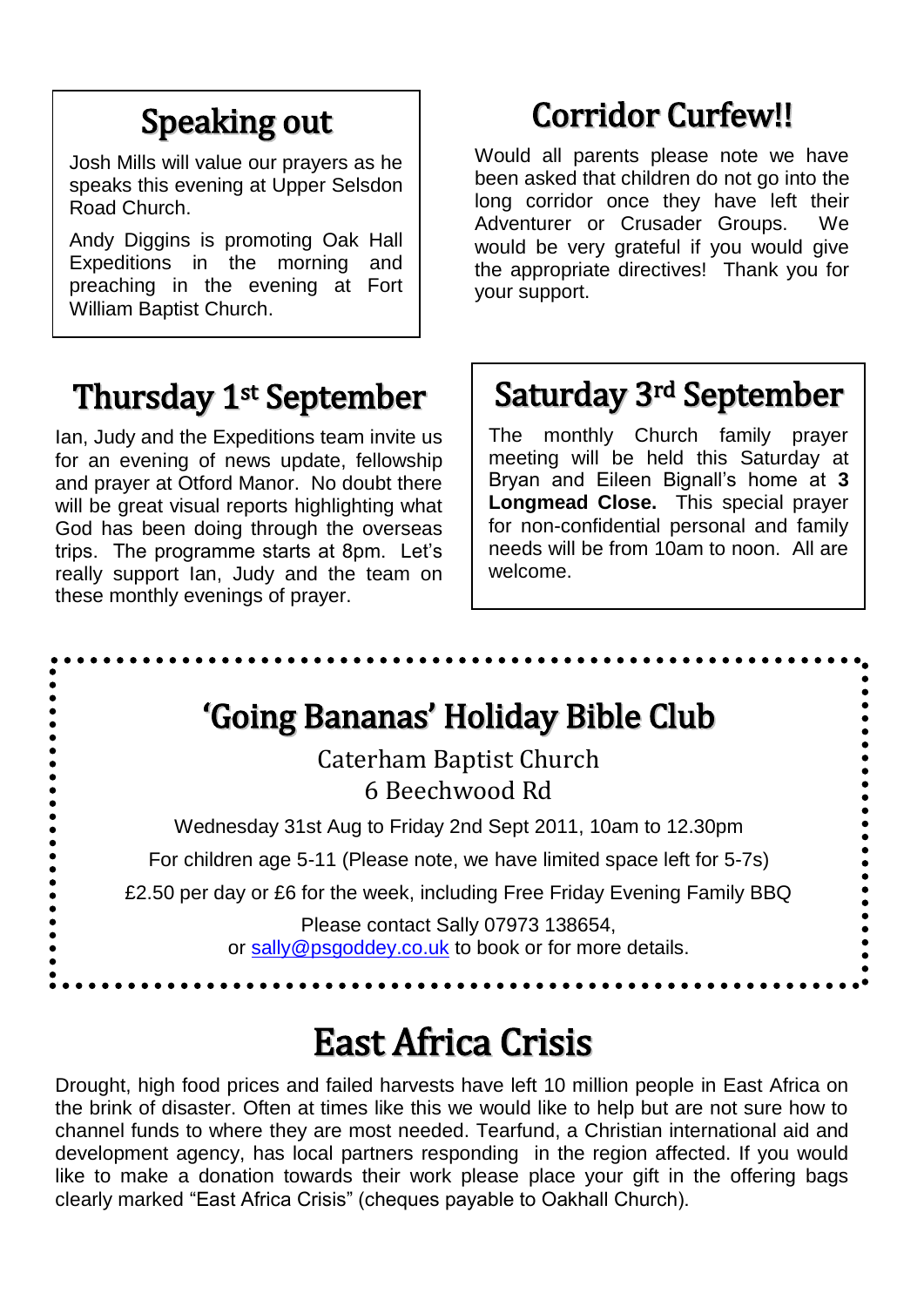## Speaking out

Josh Mills will value our prayers as he speaks this evening at Upper Selsdon Road Church.

Andy Diggins is promoting Oak Hall Expeditions in the morning and preaching in the evening at Fort William Baptist Church.

## Corridor Curfew!!

Would all parents please note we have been asked that children do not go into the long corridor once they have left their Adventurer or Crusader Groups. We would be very grateful if you would give the appropriate directives! Thank you for your support.

## Thursday 1st September

Ian, Judy and the Expeditions team invite us for an evening of news update, fellowship and prayer at Otford Manor. No doubt there will be great visual reports highlighting what God has been doing through the overseas trips. The programme starts at 8pm. Let's really support Ian, Judy and the team on these monthly evenings of prayer.

## Saturday 3rd September

The monthly Church family prayer meeting will be held this Saturday at Bryan and Eileen Bignall's home at **3 Longmead Close.** This special prayer for non-confidential personal and family needs will be from 10am to noon. All are welcome.

## 'Going Bananas' Holiday Bible Club

Caterham Baptist Church
6 Beechwood Rd

Wednesday 31st Aug to Friday 2nd Sept 2011, 10am to 12.30pm

For children age 5-11 (Please note, we have limited space left for 5-7s)

£2.50 per day or £6 for the week, including Free Friday Evening Family BBQ

Please contact Sally 07973 138654,
or sally@psgoddey.co.uk to book or for more details.

## East Africa Crisis

Drought, high food prices and failed harvests have left 10 million people in East Africa on the brink of disaster. Often at times like this we would like to help but are not sure how to channel funds to where they are most needed. Tearfund, a Christian international aid and development agency, has local partners responding in the region affected. If you would like to make a donation towards their work please place your gift in the offering bags clearly marked "East Africa Crisis" (cheques payable to Oakhall Church).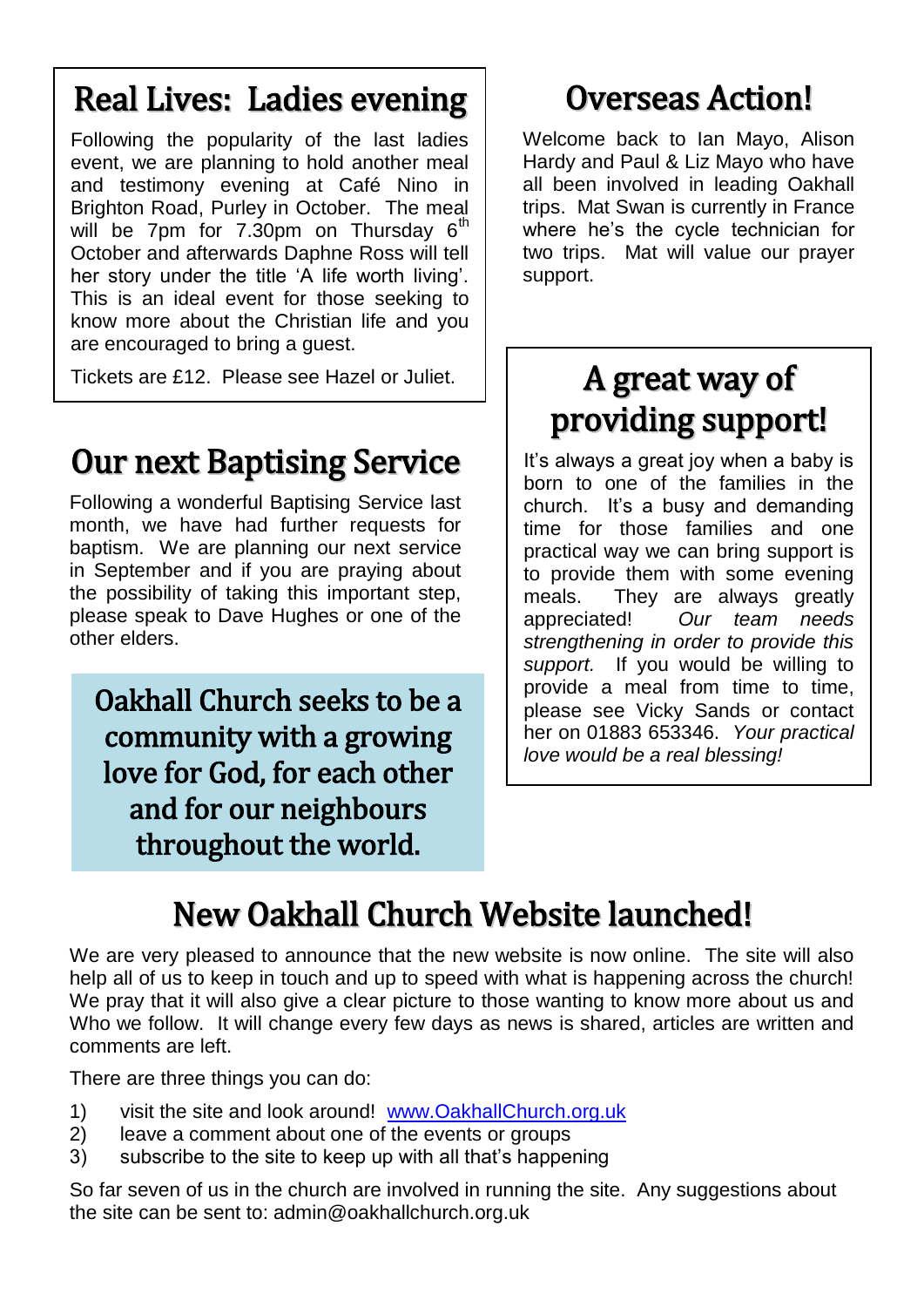## Real Lives: Ladies evening

Following the popularity of the last ladies event, we are planning to hold another meal and testimony evening at Café Nino in Brighton Road, Purley in October. The meal will be 7pm for 7.30pm on Thursday 6th October and afterwards Daphne Ross will tell her story under the title 'A life worth living'. This is an ideal event for those seeking to know more about the Christian life and you are encouraged to bring a guest.

Tickets are £12. Please see Hazel or Juliet.

## Our next Baptising Service

Following a wonderful Baptising Service last month, we have had further requests for baptism. We are planning our next service in September and if you are praying about the possibility of taking this important step, please speak to Dave Hughes or one of the other elders.

**Oakhall Church seeks to be a community with a growing love for God, for each other and for our neighbours throughout the world.**

## Overseas Action!

Welcome back to Ian Mayo, Alison Hardy and Paul & Liz Mayo who have all been involved in leading Oakhall trips. Mat Swan is currently in France where he's the cycle technician for two trips. Mat will value our prayer support.

## A great way of providing support!

It's always a great joy when a baby is born to one of the families in the church. It's a busy and demanding time for those families and one practical way we can bring support is to provide them with some evening meals. They are always greatly appreciated! *Our team needs strengthening in order to provide this support.* If you would be willing to provide a meal from time to time, please see Vicky Sands or contact her on 01883 653346. *Your practical love would be a real blessing!*

## New Oakhall Church Website launched!

We are very pleased to announce that the new website is now online. The site will also help all of us to keep in touch and up to speed with what is happening across the church! We pray that it will also give a clear picture to those wanting to know more about us and Who we follow. It will change every few days as news is shared, articles are written and comments are left.

There are three things you can do:

1) visit the site and look around! www.OakhallChurch.org.uk
2) leave a comment about one of the events or groups
3) subscribe to the site to keep up with all that's happening

So far seven of us in the church are involved in running the site. Any suggestions about the site can be sent to: admin@oakhallchurch.org.uk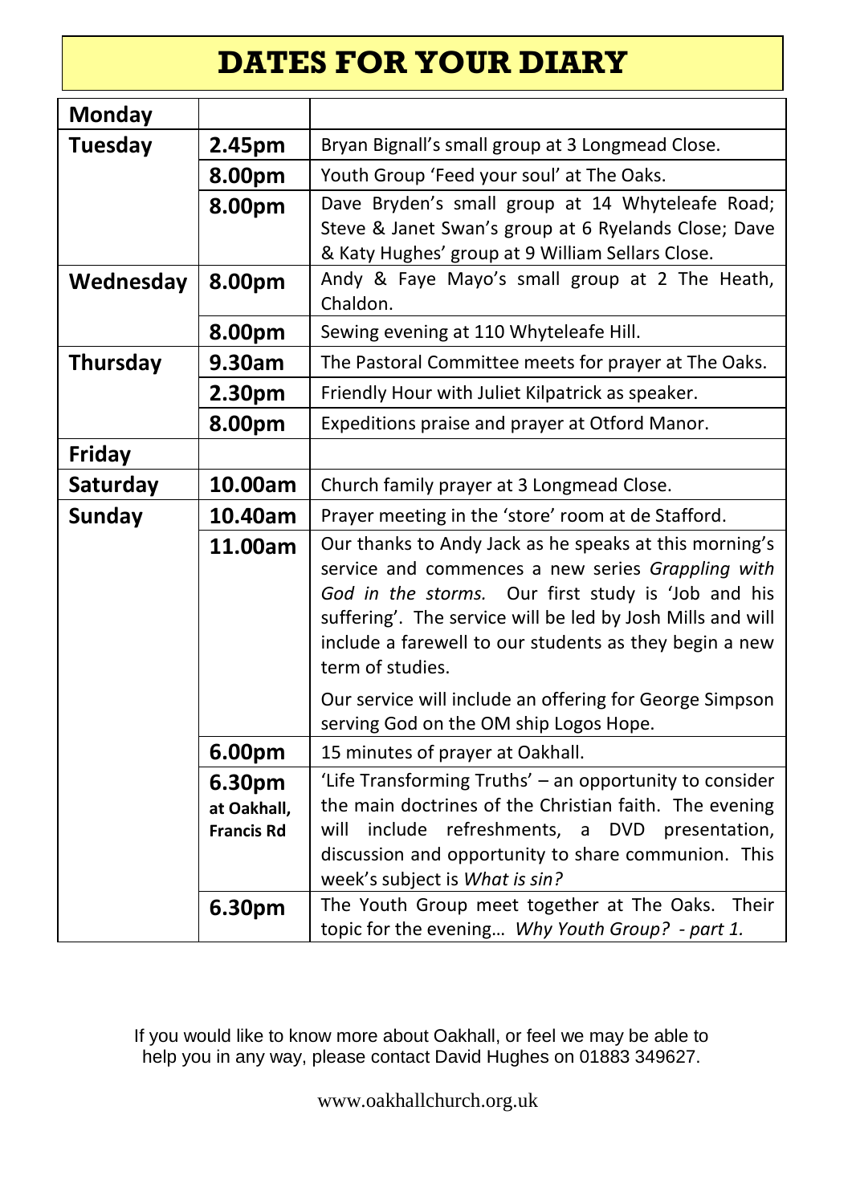# DATES FOR YOUR DIARY

| | | |
|---|---|---|
| **Monday** | | |
| **Tuesday** | **2.45pm** | Bryan Bignall's small group at 3 Longmead Close. |
| | **8.00pm** | Youth Group 'Feed your soul' at The Oaks. |
| | **8.00pm** | Dave Bryden's small group at 14 Whyteleafe Road; Steve & Janet Swan's group at 6 Ryelands Close; Dave & Katy Hughes' group at 9 William Sellars Close. |
| **Wednesday** | **8.00pm** | Andy & Faye Mayo's small group at 2 The Heath, Chaldon. |
| | **8.00pm** | Sewing evening at 110 Whyteleafe Hill. |
| **Thursday** | **9.30am** | The Pastoral Committee meets for prayer at The Oaks. |
| | **2.30pm** | Friendly Hour with Juliet Kilpatrick as speaker. |
| | **8.00pm** | Expeditions praise and prayer at Otford Manor. |
| **Friday** | | |
| **Saturday** | **10.00am** | Church family prayer at 3 Longmead Close. |
| **Sunday** | **10.40am** | Prayer meeting in the 'store' room at de Stafford. |
| | **11.00am** | Our thanks to Andy Jack as he speaks at this morning's service and commences a new series *Grappling with God in the storms.* Our first study is 'Job and his suffering'. The service will be led by Josh Mills and will include a farewell to our students as they begin a new term of studies. Our service will include an offering for George Simpson serving God on the OM ship Logos Hope. |
| | **6.00pm** | 15 minutes of prayer at Oakhall. |
| | **6.30pm at Oakhall, Francis Rd** | 'Life Transforming Truths' – an opportunity to consider the main doctrines of the Christian faith. The evening will include refreshments, a DVD presentation, discussion and opportunity to share communion. This week's subject is *What is sin?* |
| | **6.30pm** | The Youth Group meet together at The Oaks. Their topic for the evening… *Why Youth Group? - part 1.* |

If you would like to know more about Oakhall, or feel we may be able to help you in any way, please contact David Hughes on 01883 349627.

www.oakhallchurch.org.uk